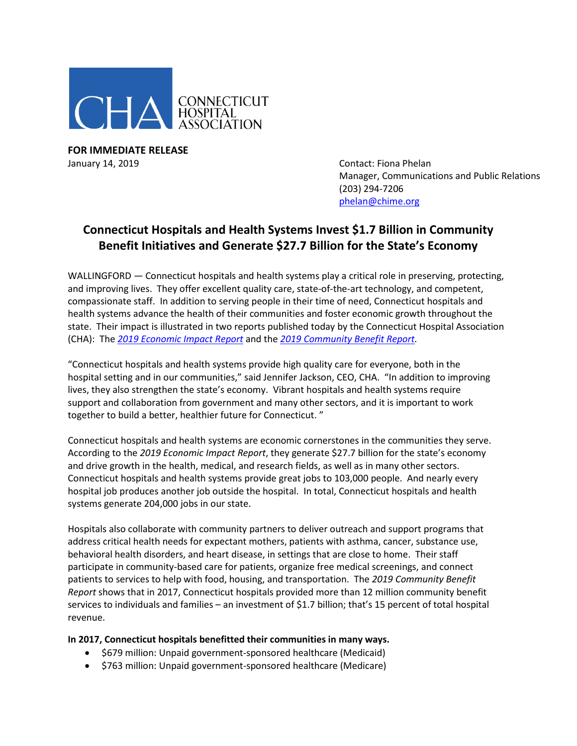CHA CONNECTICUT HOSPITAL ASSOCIATION

**FOR IMMEDIATE RELEASE**
January 14, 2019

Contact: Fiona Phelan
Manager, Communications and Public Relations
(203) 294-7206
phelan@chime.org

# Connecticut Hospitals and Health Systems Invest $1.7 Billion in Community Benefit Initiatives and Generate $27.7 Billion for the State's Economy

WALLINGFORD — Connecticut hospitals and health systems play a critical role in preserving, protecting, and improving lives. They offer excellent quality care, state-of-the-art technology, and competent, compassionate staff. In addition to serving people in their time of need, Connecticut hospitals and health systems advance the health of their communities and foster economic growth throughout the state. Their impact is illustrated in two reports published today by the Connecticut Hospital Association (CHA): The *2019 Economic Impact Report* and the *2019 Community Benefit Report*.

"Connecticut hospitals and health systems provide high quality care for everyone, both in the hospital setting and in our communities," said Jennifer Jackson, CEO, CHA. "In addition to improving lives, they also strengthen the state's economy. Vibrant hospitals and health systems require support and collaboration from government and many other sectors, and it is important to work together to build a better, healthier future for Connecticut."

Connecticut hospitals and health systems are economic cornerstones in the communities they serve. According to the *2019 Economic Impact Report*, they generate $27.7 billion for the state's economy and drive growth in the health, medical, and research fields, as well as in many other sectors. Connecticut hospitals and health systems provide great jobs to 103,000 people. And nearly every hospital job produces another job outside the hospital. In total, Connecticut hospitals and health systems generate 204,000 jobs in our state.

Hospitals also collaborate with community partners to deliver outreach and support programs that address critical health needs for expectant mothers, patients with asthma, cancer, substance use, behavioral health disorders, and heart disease, in settings that are close to home. Their staff participate in community-based care for patients, organize free medical screenings, and connect patients to services to help with food, housing, and transportation. The *2019 Community Benefit Report* shows that in 2017, Connecticut hospitals provided more than 12 million community benefit services to individuals and families – an investment of $1.7 billion; that's 15 percent of total hospital revenue.

**In 2017, Connecticut hospitals benefitted their communities in many ways.**

- $679 million: Unpaid government-sponsored healthcare (Medicaid)
- $763 million: Unpaid government-sponsored healthcare (Medicare)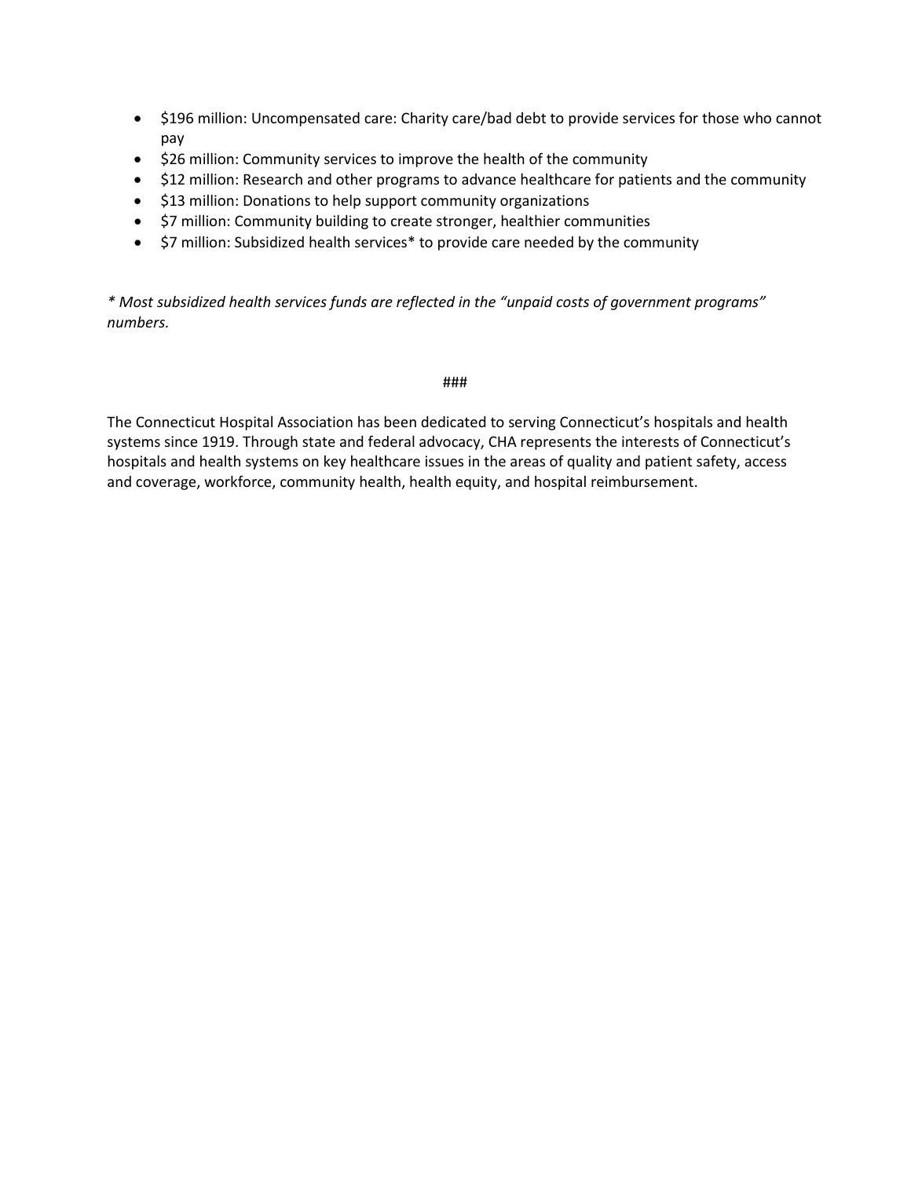- $196 million: Uncompensated care: Charity care/bad debt to provide services for those who cannot pay
- $26 million: Community services to improve the health of the community
- $12 million: Research and other programs to advance healthcare for patients and the community
- $13 million: Donations to help support community organizations
- $7 million: Community building to create stronger, healthier communities
- $7 million: Subsidized health services* to provide care needed by the community

*\* Most subsidized health services funds are reflected in the "unpaid costs of government programs" numbers.*

###

The Connecticut Hospital Association has been dedicated to serving Connecticut's hospitals and health systems since 1919. Through state and federal advocacy, CHA represents the interests of Connecticut's hospitals and health systems on key healthcare issues in the areas of quality and patient safety, access and coverage, workforce, community health, health equity, and hospital reimbursement.